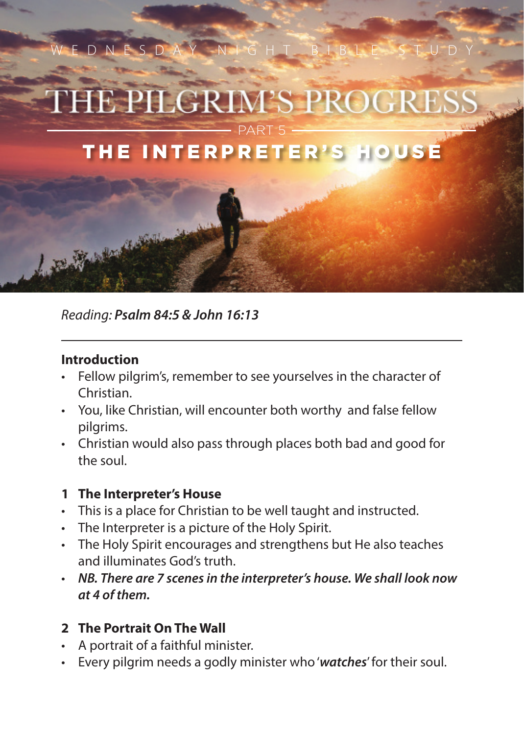WEDNESDAY NIGHT BIBLE STUDY

# THE PILGRIM'S PROGRESS

PART 5

## THE INTERPRETER'S HOUSE

*Reading:* ***Psalm 84:5 & John 16:13***

---

### Introduction

- Fellow pilgrim's, remember to see yourselves in the character of Christian.
- You, like Christian, will encounter both worthy and false fellow pilgrims.
- Christian would also pass through places both bad and good for the soul.

### 1 The Interpreter's House

- This is a place for Christian to be well taught and instructed.
- The Interpreter is a picture of the Holy Spirit.
- The Holy Spirit encourages and strengthens but He also teaches and illuminates God's truth.
- ***NB. There are 7 scenes in the interpreter's house. We shall look now at 4 of them.***

### 2 The Portrait On The Wall

- A portrait of a faithful minister.
- Every pilgrim needs a godly minister who '***watches***' for their soul.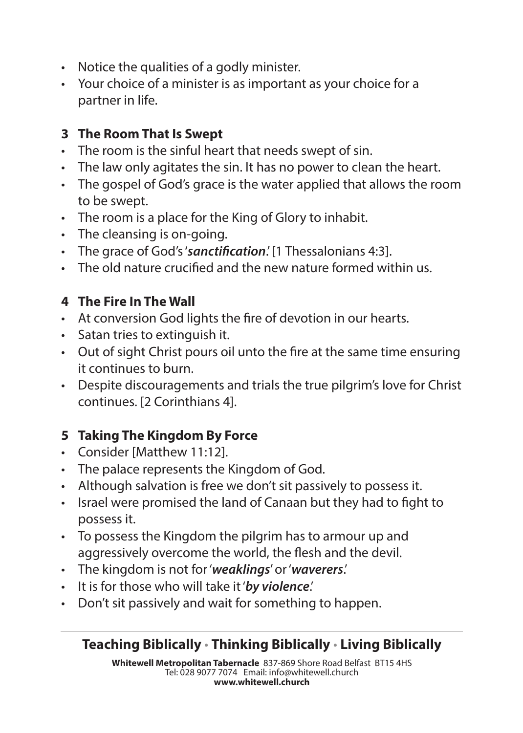- Notice the qualities of a godly minister.
- Your choice of a minister is as important as your choice for a partner in life.

## 3 The Room That Is Swept

- The room is the sinful heart that needs swept of sin.
- The law only agitates the sin. It has no power to clean the heart.
- The gospel of God's grace is the water applied that allows the room to be swept.
- The room is a place for the King of Glory to inhabit.
- The cleansing is on-going.
- The grace of God's '***sanctification***.' [1 Thessalonians 4:3].
- The old nature crucified and the new nature formed within us.

## 4 The Fire In The Wall

- At conversion God lights the fire of devotion in our hearts.
- Satan tries to extinguish it.
- Out of sight Christ pours oil unto the fire at the same time ensuring it continues to burn.
- Despite discouragements and trials the true pilgrim's love for Christ continues. [2 Corinthians 4].

## 5 Taking The Kingdom By Force

- Consider [Matthew 11:12].
- The palace represents the Kingdom of God.
- Although salvation is free we don't sit passively to possess it.
- Israel were promised the land of Canaan but they had to fight to possess it.
- To possess the Kingdom the pilgrim has to armour up and aggressively overcome the world, the flesh and the devil.
- The kingdom is not for '***weaklings***' or '***waverers***.'
- It is for those who will take it '***by violence***.'
- Don't sit passively and wait for something to happen.

**Teaching Biblically • Thinking Biblically • Living Biblically**

**Whitewell Metropolitan Tabernacle** 837-869 Shore Road Belfast BT15 4HS
Tel: 028 9077 7074 Email: info@whitewell.church
**www.whitewell.church**